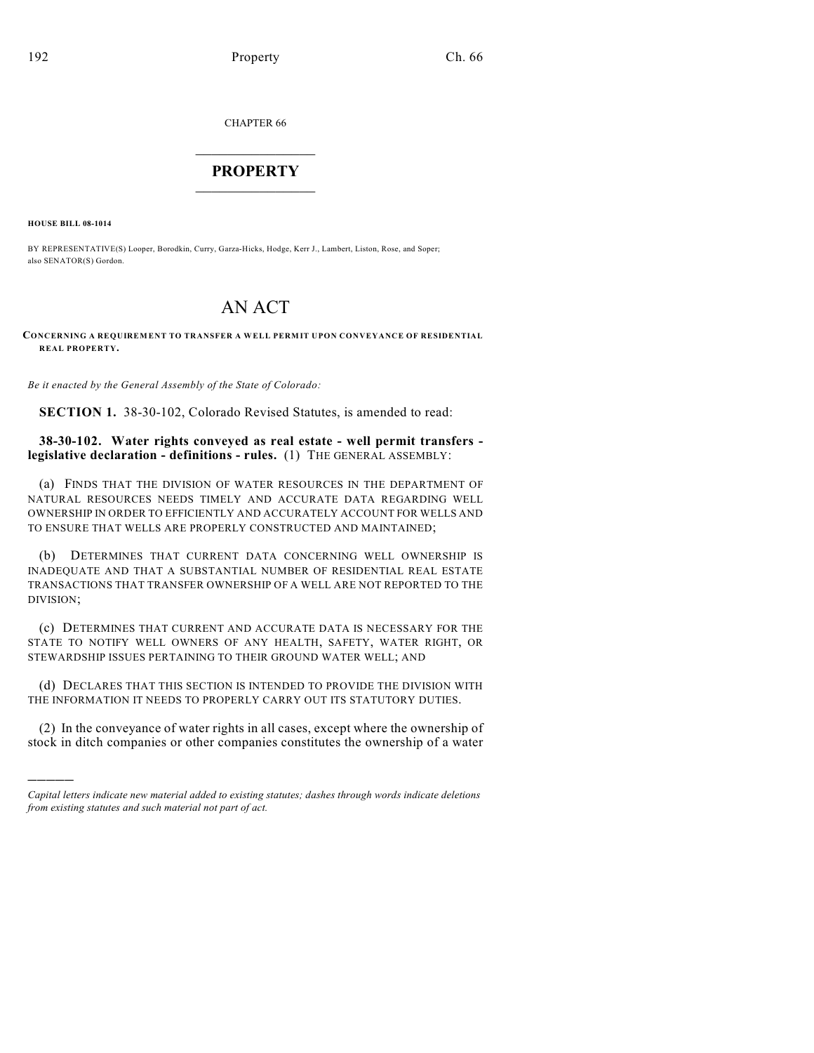CHAPTER 66

# PROPERTY

**HOUSE BILL 08-1014**

BY REPRESENTATIVE(S) Looper, Borodkin, Curry, Garza-Hicks, Hodge, Kerr J., Lambert, Liston, Rose, and Soper; also SENATOR(S) Gordon.

# AN ACT

**CONCERNING A REQUIREMENT TO TRANSFER A WELL PERMIT UPON CONVEYANCE OF RESIDENTIAL REAL PROPERTY.**

*Be it enacted by the General Assembly of the State of Colorado:*

**SECTION 1.** 38-30-102, Colorado Revised Statutes, is amended to read:

**38-30-102. Water rights conveyed as real estate - well permit transfers - legislative declaration - definitions - rules.** (1) THE GENERAL ASSEMBLY:

(a) FINDS THAT THE DIVISION OF WATER RESOURCES IN THE DEPARTMENT OF NATURAL RESOURCES NEEDS TIMELY AND ACCURATE DATA REGARDING WELL OWNERSHIP IN ORDER TO EFFICIENTLY AND ACCURATELY ACCOUNT FOR WELLS AND TO ENSURE THAT WELLS ARE PROPERLY CONSTRUCTED AND MAINTAINED;

(b) DETERMINES THAT CURRENT DATA CONCERNING WELL OWNERSHIP IS INADEQUATE AND THAT A SUBSTANTIAL NUMBER OF RESIDENTIAL REAL ESTATE TRANSACTIONS THAT TRANSFER OWNERSHIP OF A WELL ARE NOT REPORTED TO THE DIVISION;

(c) DETERMINES THAT CURRENT AND ACCURATE DATA IS NECESSARY FOR THE STATE TO NOTIFY WELL OWNERS OF ANY HEALTH, SAFETY, WATER RIGHT, OR STEWARDSHIP ISSUES PERTAINING TO THEIR GROUND WATER WELL; AND

(d) DECLARES THAT THIS SECTION IS INTENDED TO PROVIDE THE DIVISION WITH THE INFORMATION IT NEEDS TO PROPERLY CARRY OUT ITS STATUTORY DUTIES.

(2) In the conveyance of water rights in all cases, except where the ownership of stock in ditch companies or other companies constitutes the ownership of a water

---

*Capital letters indicate new material added to existing statutes; dashes through words indicate deletions from existing statutes and such material not part of act.*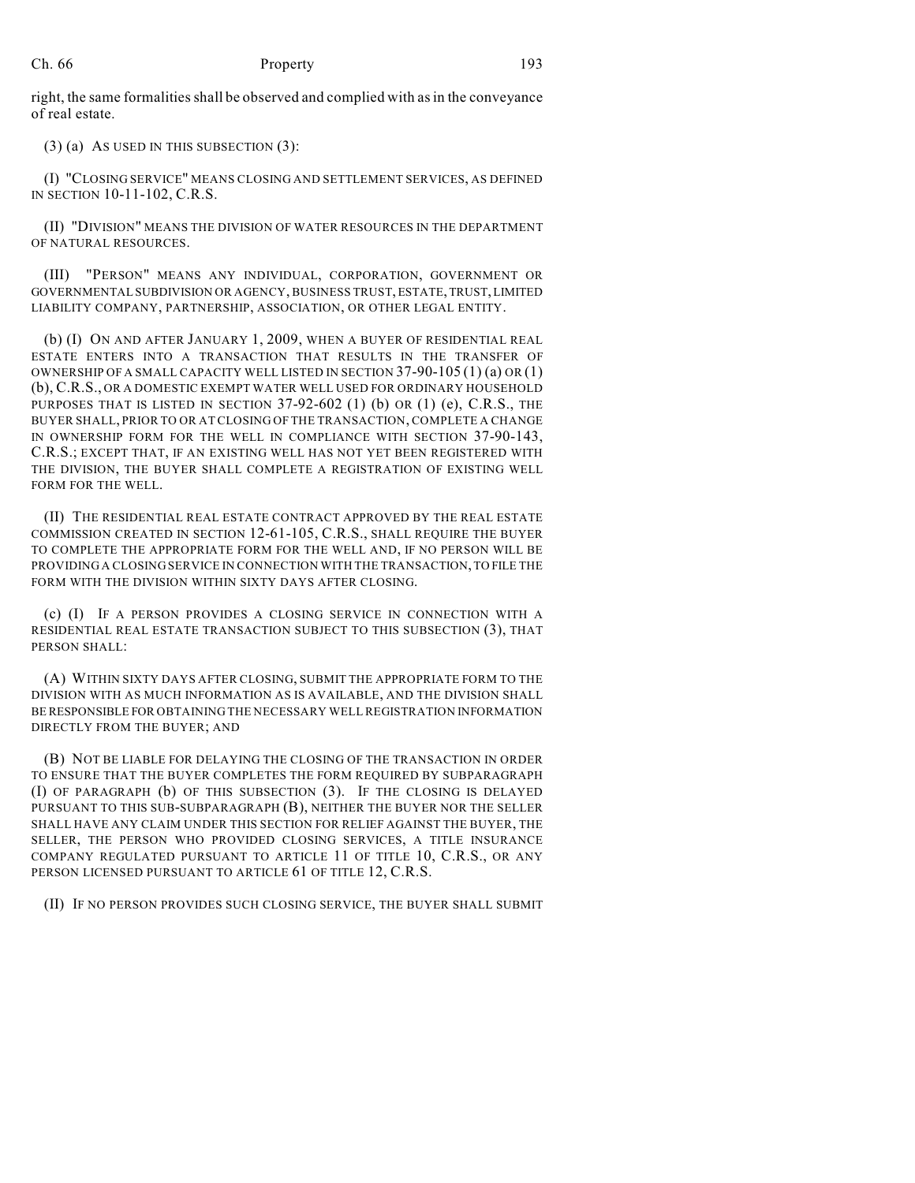right, the same formalities shall be observed and complied with as in the conveyance of real estate.

(3) (a) AS USED IN THIS SUBSECTION (3):

(I) "CLOSING SERVICE" MEANS CLOSING AND SETTLEMENT SERVICES, AS DEFINED IN SECTION 10-11-102, C.R.S.

(II) "DIVISION" MEANS THE DIVISION OF WATER RESOURCES IN THE DEPARTMENT OF NATURAL RESOURCES.

(III) "PERSON" MEANS ANY INDIVIDUAL, CORPORATION, GOVERNMENT OR GOVERNMENTAL SUBDIVISION OR AGENCY, BUSINESS TRUST, ESTATE, TRUST, LIMITED LIABILITY COMPANY, PARTNERSHIP, ASSOCIATION, OR OTHER LEGAL ENTITY.

(b) (I) ON AND AFTER JANUARY 1, 2009, WHEN A BUYER OF RESIDENTIAL REAL ESTATE ENTERS INTO A TRANSACTION THAT RESULTS IN THE TRANSFER OF OWNERSHIP OF A SMALL CAPACITY WELL LISTED IN SECTION 37-90-105 (1) (a) OR (1) (b), C.R.S., OR A DOMESTIC EXEMPT WATER WELL USED FOR ORDINARY HOUSEHOLD PURPOSES THAT IS LISTED IN SECTION 37-92-602 (1) (b) OR (1) (e), C.R.S., THE BUYER SHALL, PRIOR TO OR AT CLOSING OF THE TRANSACTION, COMPLETE A CHANGE IN OWNERSHIP FORM FOR THE WELL IN COMPLIANCE WITH SECTION 37-90-143, C.R.S.; EXCEPT THAT, IF AN EXISTING WELL HAS NOT YET BEEN REGISTERED WITH THE DIVISION, THE BUYER SHALL COMPLETE A REGISTRATION OF EXISTING WELL FORM FOR THE WELL.

(II) THE RESIDENTIAL REAL ESTATE CONTRACT APPROVED BY THE REAL ESTATE COMMISSION CREATED IN SECTION 12-61-105, C.R.S., SHALL REQUIRE THE BUYER TO COMPLETE THE APPROPRIATE FORM FOR THE WELL AND, IF NO PERSON WILL BE PROVIDING A CLOSING SERVICE IN CONNECTION WITH THE TRANSACTION, TO FILE THE FORM WITH THE DIVISION WITHIN SIXTY DAYS AFTER CLOSING.

(c) (I) IF A PERSON PROVIDES A CLOSING SERVICE IN CONNECTION WITH A RESIDENTIAL REAL ESTATE TRANSACTION SUBJECT TO THIS SUBSECTION (3), THAT PERSON SHALL:

(A) WITHIN SIXTY DAYS AFTER CLOSING, SUBMIT THE APPROPRIATE FORM TO THE DIVISION WITH AS MUCH INFORMATION AS IS AVAILABLE, AND THE DIVISION SHALL BE RESPONSIBLE FOR OBTAINING THE NECESSARY WELL REGISTRATION INFORMATION DIRECTLY FROM THE BUYER; AND

(B) NOT BE LIABLE FOR DELAYING THE CLOSING OF THE TRANSACTION IN ORDER TO ENSURE THAT THE BUYER COMPLETES THE FORM REQUIRED BY SUBPARAGRAPH (I) OF PARAGRAPH (b) OF THIS SUBSECTION (3). IF THE CLOSING IS DELAYED PURSUANT TO THIS SUB-SUBPARAGRAPH (B), NEITHER THE BUYER NOR THE SELLER SHALL HAVE ANY CLAIM UNDER THIS SECTION FOR RELIEF AGAINST THE BUYER, THE SELLER, THE PERSON WHO PROVIDED CLOSING SERVICES, A TITLE INSURANCE COMPANY REGULATED PURSUANT TO ARTICLE 11 OF TITLE 10, C.R.S., OR ANY PERSON LICENSED PURSUANT TO ARTICLE 61 OF TITLE 12, C.R.S.

(II) IF NO PERSON PROVIDES SUCH CLOSING SERVICE, THE BUYER SHALL SUBMIT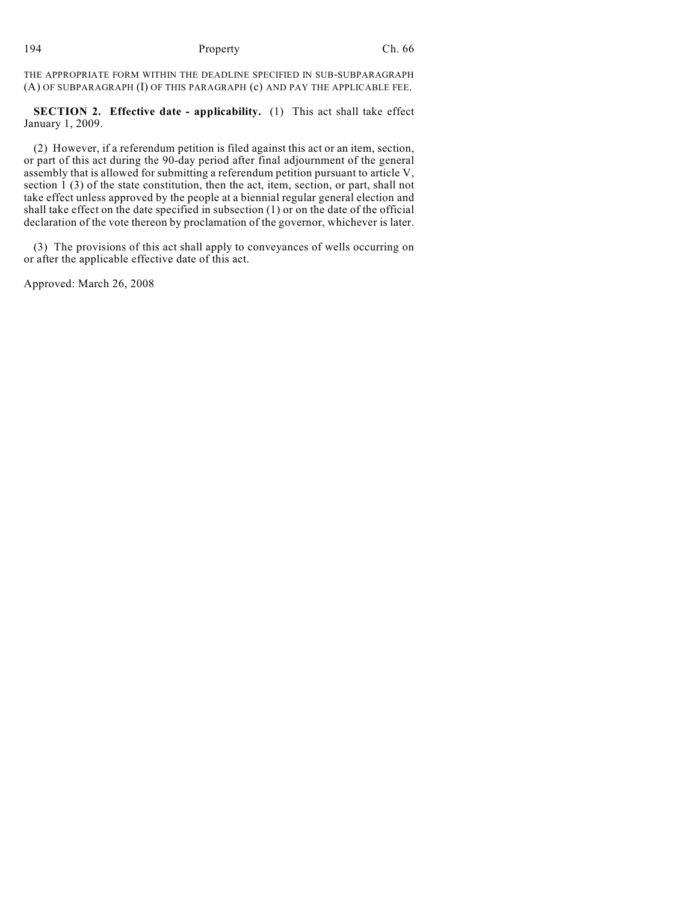THE APPROPRIATE FORM WITHIN THE DEADLINE SPECIFIED IN SUB-SUBPARAGRAPH (A) OF SUBPARAGRAPH (I) OF THIS PARAGRAPH (c) AND PAY THE APPLICABLE FEE.

**SECTION 2. Effective date - applicability.** (1) This act shall take effect January 1, 2009.

(2) However, if a referendum petition is filed against this act or an item, section, or part of this act during the 90-day period after final adjournment of the general assembly that is allowed for submitting a referendum petition pursuant to article V, section 1 (3) of the state constitution, then the act, item, section, or part, shall not take effect unless approved by the people at a biennial regular general election and shall take effect on the date specified in subsection (1) or on the date of the official declaration of the vote thereon by proclamation of the governor, whichever is later.

(3) The provisions of this act shall apply to conveyances of wells occurring on or after the applicable effective date of this act.

Approved: March 26, 2008